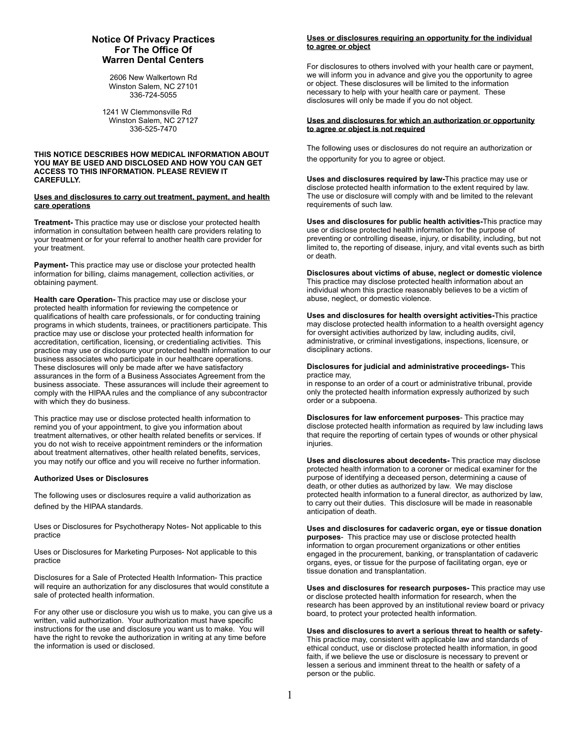# Notice Of Privacy Practices For The Office Of Warren Dental Centers

2606 New Walkertown Rd
Winston Salem, NC 27101
336-724-5055

1241 W Clemmonsville Rd
Winston Salem, NC 27127
336-525-7470

**THIS NOTICE DESCRIBES HOW MEDICAL INFORMATION ABOUT YOU MAY BE USED AND DISCLOSED AND HOW YOU CAN GET ACCESS TO THIS INFORMATION. PLEASE REVIEW IT CAREFULLY.**

**Uses and disclosures to carry out treatment, payment, and health care operations**

**Treatment-** This practice may use or disclose your protected health information in consultation between health care providers relating to your treatment or for your referral to another health care provider for your treatment.

**Payment-** This practice may use or disclose your protected health information for billing, claims management, collection activities, or obtaining payment.

**Health care Operation-** This practice may use or disclose your protected health information for reviewing the competence or qualifications of health care professionals, or for conducting training programs in which students, trainees, or practitioners participate. This practice may use or disclose your protected health information for accreditation, certification, licensing, or credentialing activities. This practice may use or disclosure your protected health information to our business associates who participate in our healthcare operations. These disclosures will only be made after we have satisfactory assurances in the form of a Business Associates Agreement from the business associate. These assurances will include their agreement to comply with the HIPAA rules and the compliance of any subcontractor with which they do business.

This practice may use or disclose protected health information to remind you of your appointment, to give you information about treatment alternatives, or other health related benefits or services. If you do not wish to receive appointment reminders or the information about treatment alternatives, other health related benefits, services, you may notify our office and you will receive no further information.

**Authorized Uses or Disclosures**

The following uses or disclosures require a valid authorization as defined by the HIPAA standards.

Uses or Disclosures for Psychotherapy Notes- Not applicable to this practice

Uses or Disclosures for Marketing Purposes- Not applicable to this practice

Disclosures for a Sale of Protected Health Information- This practice will require an authorization for any disclosures that would constitute a sale of protected health information.

For any other use or disclosure you wish us to make, you can give us a written, valid authorization. Your authorization must have specific instructions for the use and disclosure you want us to make. You will have the right to revoke the authorization in writing at any time before the information is used or disclosed.

**Uses or disclosures requiring an opportunity for the individual to agree or object**

For disclosures to others involved with your health care or payment, we will inform you in advance and give you the opportunity to agree or object. These disclosures will be limited to the information necessary to help with your health care or payment. These disclosures will only be made if you do not object.

**Uses and disclosures for which an authorization or opportunity to agree or object is not required**

The following uses or disclosures do not require an authorization or the opportunity for you to agree or object.

**Uses and disclosures required by law-**This practice may use or disclose protected health information to the extent required by law. The use or disclosure will comply with and be limited to the relevant requirements of such law.

**Uses and disclosures for public health activities-**This practice may use or disclose protected health information for the purpose of preventing or controlling disease, injury, or disability, including, but not limited to, the reporting of disease, injury, and vital events such as birth or death.

**Disclosures about victims of abuse, neglect or domestic violence** This practice may disclose protected health information about an individual whom this practice reasonably believes to be a victim of abuse, neglect, or domestic violence.

**Uses and disclosures for health oversight activities-**This practice may disclose protected health information to a health oversight agency for oversight activities authorized by law, including audits, civil, administrative, or criminal investigations, inspections, licensure, or disciplinary actions.

**Disclosures for judicial and administrative proceedings-** This practice may,
in response to an order of a court or administrative tribunal, provide only the protected health information expressly authorized by such order or a subpoena.

**Disclosures for law enforcement purposes**- This practice may disclose protected health information as required by law including laws that require the reporting of certain types of wounds or other physical injuries.

**Uses and disclosures about decedents-** This practice may disclose protected health information to a coroner or medical examiner for the purpose of identifying a deceased person, determining a cause of death, or other duties as authorized by law. We may disclose protected health information to a funeral director, as authorized by law, to carry out their duties. This disclosure will be made in reasonable anticipation of death.

**Uses and disclosures for cadaveric organ, eye or tissue donation purposes**- This practice may use or disclose protected health information to organ procurement organizations or other entities engaged in the procurement, banking, or transplantation of cadaveric organs, eyes, or tissue for the purpose of facilitating organ, eye or tissue donation and transplantation.

**Uses and disclosures for research purposes-** This practice may use or disclose protected health information for research, when the research has been approved by an institutional review board or privacy board, to protect your protected health information.

**Uses and disclosures to avert a serious threat to health or safety**- This practice may, consistent with applicable law and standards of ethical conduct, use or disclose protected health information, in good faith, if we believe the use or disclosure is necessary to prevent or lessen a serious and imminent threat to the health or safety of a person or the public.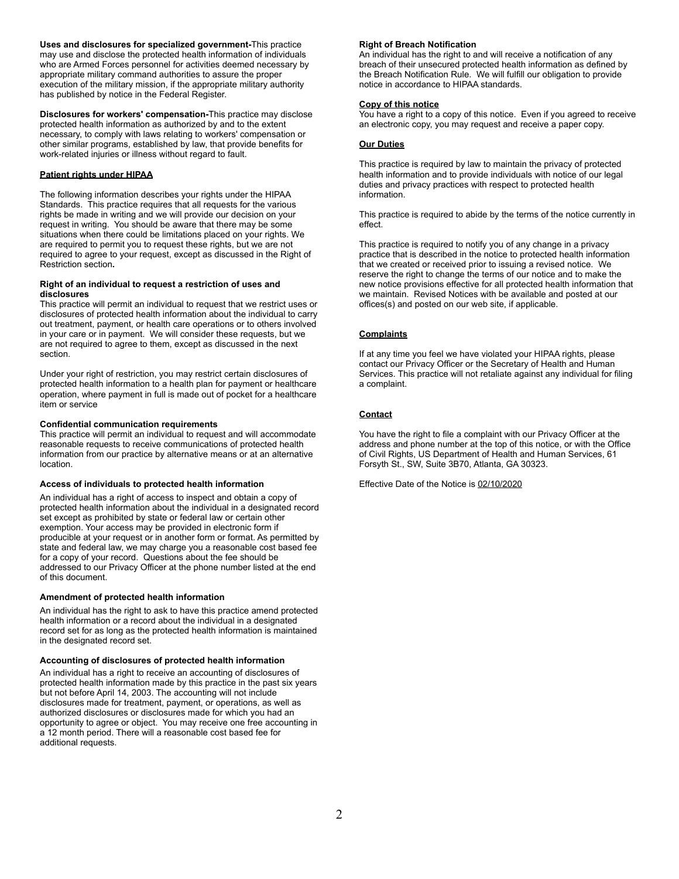**Uses and disclosures for specialized government-**This practice may use and disclose the protected health information of individuals who are Armed Forces personnel for activities deemed necessary by appropriate military command authorities to assure the proper execution of the military mission, if the appropriate military authority has published by notice in the Federal Register.

**Disclosures for workers' compensation-**This practice may disclose protected health information as authorized by and to the extent necessary, to comply with laws relating to workers' compensation or other similar programs, established by law, that provide benefits for work-related injuries or illness without regard to fault.

## Patient rights under HIPAA

The following information describes your rights under the HIPAA Standards. This practice requires that all requests for the various rights be made in writing and we will provide our decision on your request in writing. You should be aware that there may be some situations when there could be limitations placed on your rights. We are required to permit you to request these rights, but we are not required to agree to your request, except as discussed in the Right of Restriction section**.**

### Right of an individual to request a restriction of uses and disclosures

This practice will permit an individual to request that we restrict uses or disclosures of protected health information about the individual to carry out treatment, payment, or health care operations or to others involved in your care or in payment. We will consider these requests, but we are not required to agree to them, except as discussed in the next section.

Under your right of restriction, you may restrict certain disclosures of protected health information to a health plan for payment or healthcare operation, where payment in full is made out of pocket for a healthcare item or service

### Confidential communication requirements

This practice will permit an individual to request and will accommodate reasonable requests to receive communications of protected health information from our practice by alternative means or at an alternative location.

### Access of individuals to protected health information

An individual has a right of access to inspect and obtain a copy of protected health information about the individual in a designated record set except as prohibited by state or federal law or certain other exemption. Your access may be provided in electronic form if producible at your request or in another form or format. As permitted by state and federal law, we may charge you a reasonable cost based fee for a copy of your record. Questions about the fee should be addressed to our Privacy Officer at the phone number listed at the end of this document.

### Amendment of protected health information

An individual has the right to ask to have this practice amend protected health information or a record about the individual in a designated record set for as long as the protected health information is maintained in the designated record set.

### Accounting of disclosures of protected health information

An individual has a right to receive an accounting of disclosures of protected health information made by this practice in the past six years but not before April 14, 2003. The accounting will not include disclosures made for treatment, payment, or operations, as well as authorized disclosures or disclosures made for which you had an opportunity to agree or object. You may receive one free accounting in a 12 month period. There will a reasonable cost based fee for additional requests.

### Right of Breach Notification

An individual has the right to and will receive a notification of any breach of their unsecured protected health information as defined by the Breach Notification Rule. We will fulfill our obligation to provide notice in accordance to HIPAA standards.

### Copy of this notice

You have a right to a copy of this notice. Even if you agreed to receive an electronic copy, you may request and receive a paper copy.

## Our Duties

This practice is required by law to maintain the privacy of protected health information and to provide individuals with notice of our legal duties and privacy practices with respect to protected health information.

This practice is required to abide by the terms of the notice currently in effect.

This practice is required to notify you of any change in a privacy practice that is described in the notice to protected health information that we created or received prior to issuing a revised notice. We reserve the right to change the terms of our notice and to make the new notice provisions effective for all protected health information that we maintain. Revised Notices with be available and posted at our offices(s) and posted on our web site, if applicable.

## Complaints

If at any time you feel we have violated your HIPAA rights, please contact our Privacy Officer or the Secretary of Health and Human Services. This practice will not retaliate against any individual for filing a complaint.

## Contact

You have the right to file a complaint with our Privacy Officer at the address and phone number at the top of this notice, or with the Office of Civil Rights, US Department of Health and Human Services, 61 Forsyth St., SW, Suite 3B70, Atlanta, GA 30323.

Effective Date of the Notice is 02/10/2020